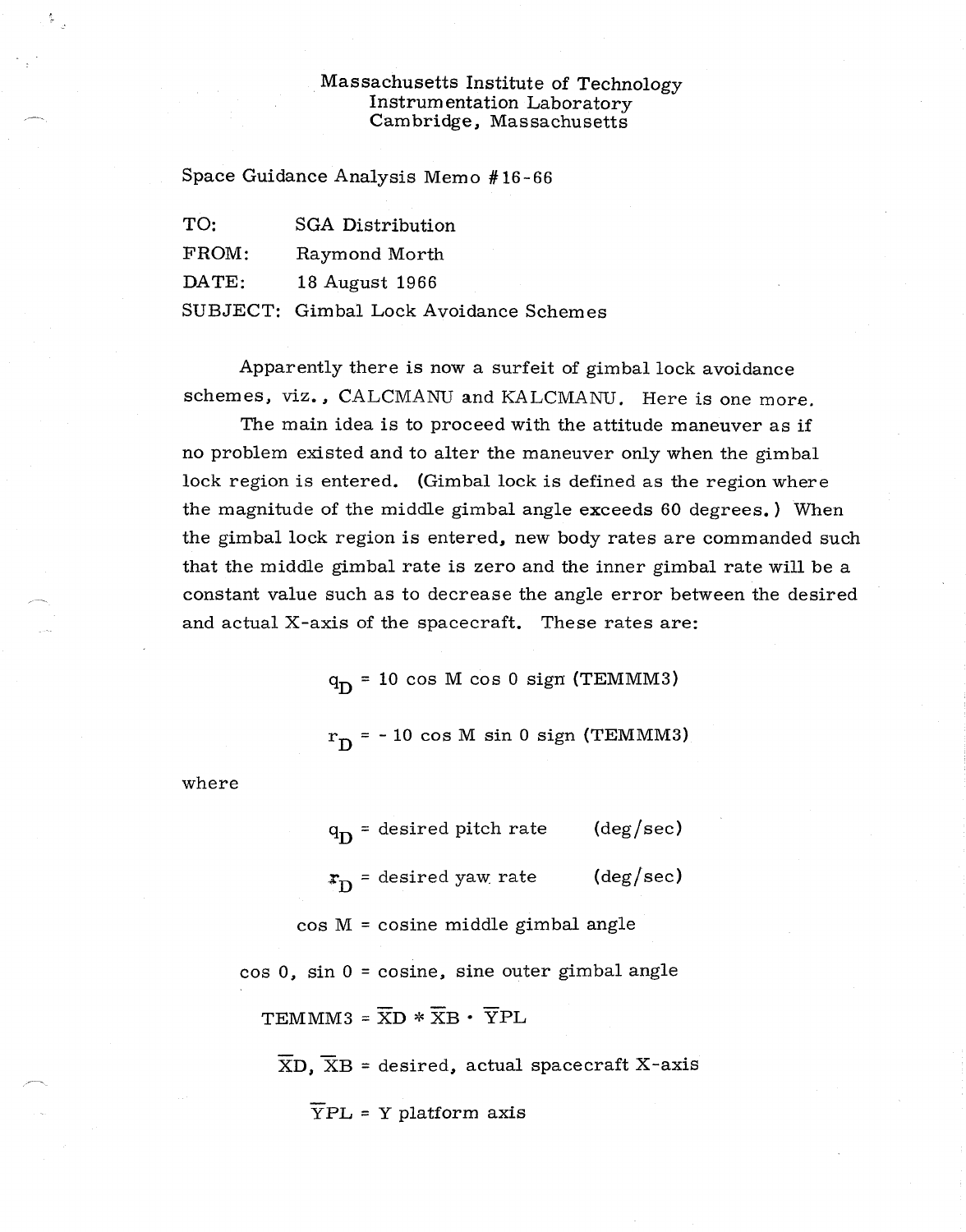Massachusetts Institute of Technology
Instrumentation Laboratory
Cambridge, Massachusetts

Space Guidance Analysis Memo #16-66

TO: SGA Distribution

FROM: Raymond Morth

DATE: 18 August 1966

SUBJECT: Gimbal Lock Avoidance Schemes

Apparently there is now a surfeit of gimbal lock avoidance schemes, viz., CALCMANU and KALCMANU. Here is one more.

The main idea is to proceed with the attitude maneuver as if no problem existed and to alter the maneuver only when the gimbal lock region is entered. (Gimbal lock is defined as the region where the magnitude of the middle gimbal angle exceeds 60 degrees.) When the gimbal lock region is entered, new body rates are commanded such that the middle gimbal rate is zero and the inner gimbal rate will be a constant value such as to decrease the angle error between the desired and actual X-axis of the spacecraft. These rates are:

$$q_D = 10 \cos M \cos 0 \text{ sign (TEMMM3)}$$

$$r_D = - 10 \cos M \sin 0 \text{ sign (TEMMM3)}$$

where

$q_D$ = desired pitch rate (deg/sec)

$r_D$ = desired yaw rate (deg/sec)

cos M = cosine middle gimbal angle

cos 0, sin 0 = cosine, sine outer gimbal angle

TEMMM3 = $\overline{XD} * \overline{XB} \cdot \overline{YPL}$

$\overline{XD}$, $\overline{XB}$ = desired, actual spacecraft X-axis

$\overline{YPL}$ = Y platform axis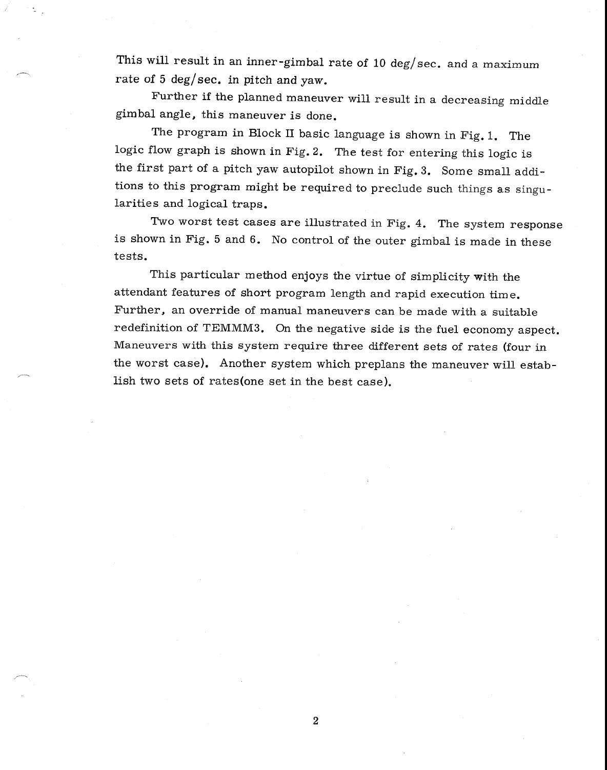This will result in an inner-gimbal rate of 10 deg/sec. and a maximum rate of 5 deg/sec. in pitch and yaw.

Further if the planned maneuver will result in a decreasing middle gimbal angle, this maneuver is done.

The program in Block II basic language is shown in Fig. 1. The logic flow graph is shown in Fig. 2. The test for entering this logic is the first part of a pitch yaw autopilot shown in Fig. 3. Some small additions to this program might be required to preclude such things as singularities and logical traps.

Two worst test cases are illustrated in Fig. 4. The system response is shown in Fig. 5 and 6. No control of the outer gimbal is made in these tests.

This particular method enjoys the virtue of simplicity with the attendant features of short program length and rapid execution time. Further, an override of manual maneuvers can be made with a suitable redefinition of TEMMM3. On the negative side is the fuel economy aspect. Maneuvers with this system require three different sets of rates (four in the worst case). Another system which preplans the maneuver will establish two sets of rates(one set in the best case).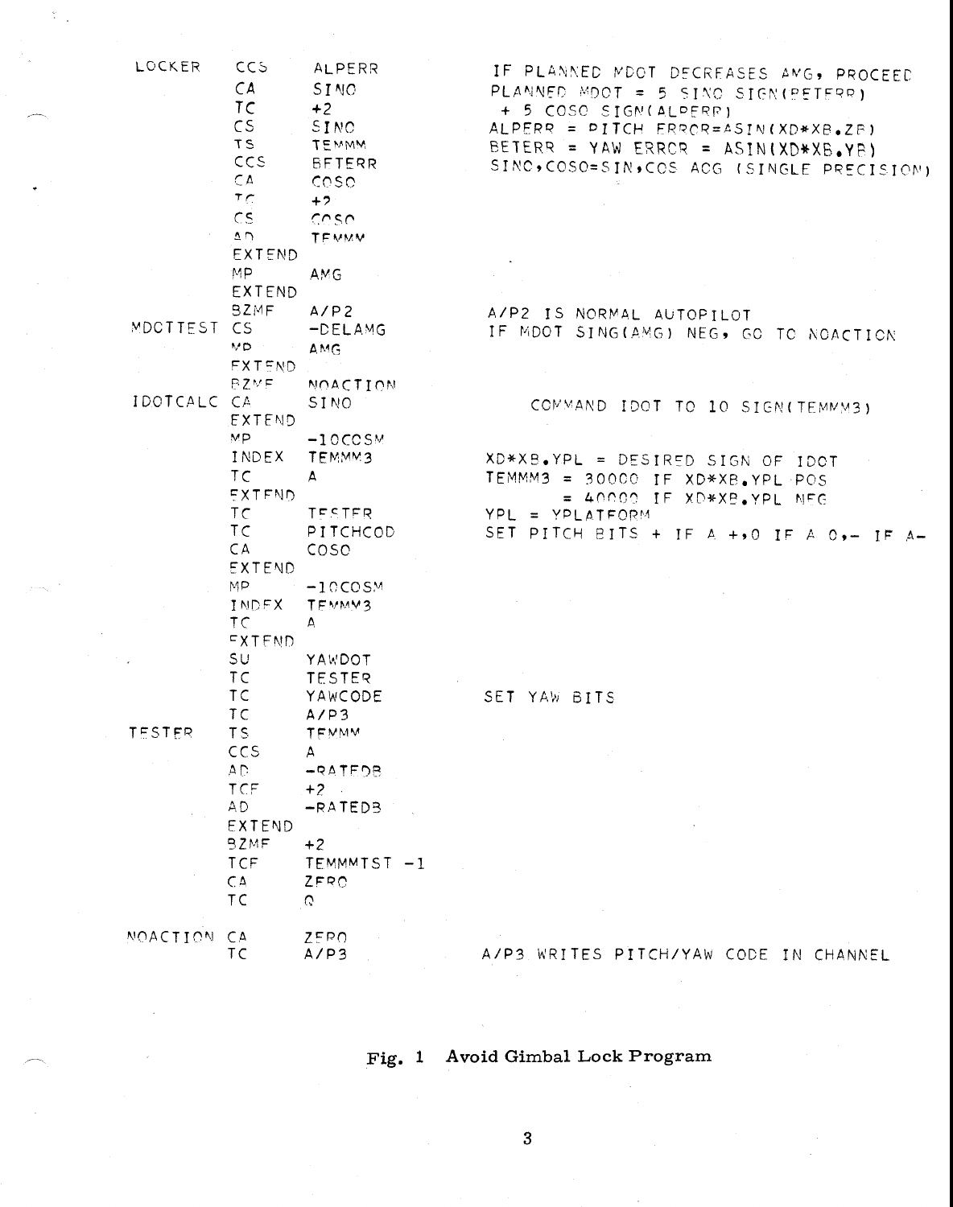```
LOCKER    CCS      ALPERR          IF PLANNED MDOT DECREASES AMG, PROCEED
          CA       SINO            PLANNED MDOT = 5 SINO SIGN(BETERR)
          TC       +2               + 5 COSO SIGN(ALPERR)
          CS       SINO            ALPERR = PITCH ERROR=ASIN(XD*XB.ZB)
          TS       TEMMM           BETERR = YAW ERROR = ASIN(XD*XB.YB)
          CCS      BETERR          SINO,COSO=SIN,COS AOG (SINGLE PRECISION)
          CA       COSO
          TC       +2
          CS       COSO
          AD       TEMMM
          EXTEND
          MP       AMG
          EXTEND
          BZMF     A/P2            A/P2 IS NORMAL AUTOPILOT
MDOTTEST  CS       -DELAMG         IF MDOT SING(AMG) NEG, GO TO NOACTION
          MP       AMG
          EXTEND
          BZMF     NOACTION
IDOTCALC  CA       SINO                COMMAND IDOT TO 10 SIGN(TEMMM3)
          EXTEND
          MP       -10COSM
          INDEX    TEMMM3          XD*XB.YPL = DESIRED SIGN OF IDOT
          TC       A               TEMMM3 = 30000 IF XD*XB.YPL POS
          EXTEND                          = 40000 IF XD*XB.YPL NEG
          TC       TESTER          YPL = YPLATFORM
          TC       PITCHCOD        SET PITCH BITS + IF A +,0 IF A 0,- IF A-
          CA       COSO
          EXTEND
          MP       -10COSM
          INDEX    TEMMM3
          TC       A
          EXTEND
          SU       YAWDOT
          TC       TESTER
          TC       YAWCODE         SET YAW BITS
          TC       A/P3
TESTER    TS       TEMMM
          CCS      A
          AD       -RATEDB
          TCF      +2
          AD       -RATEDB
          EXTEND
          BZMF     +2
          TCF      TEMMMTST -1
          CA       ZERO
          TC       Q

NOACTION  CA       ZERO
          TC       A/P3            A/P3 WRITES PITCH/YAW CODE IN CHANNEL
```

**Fig. 1** Avoid Gimbal Lock Program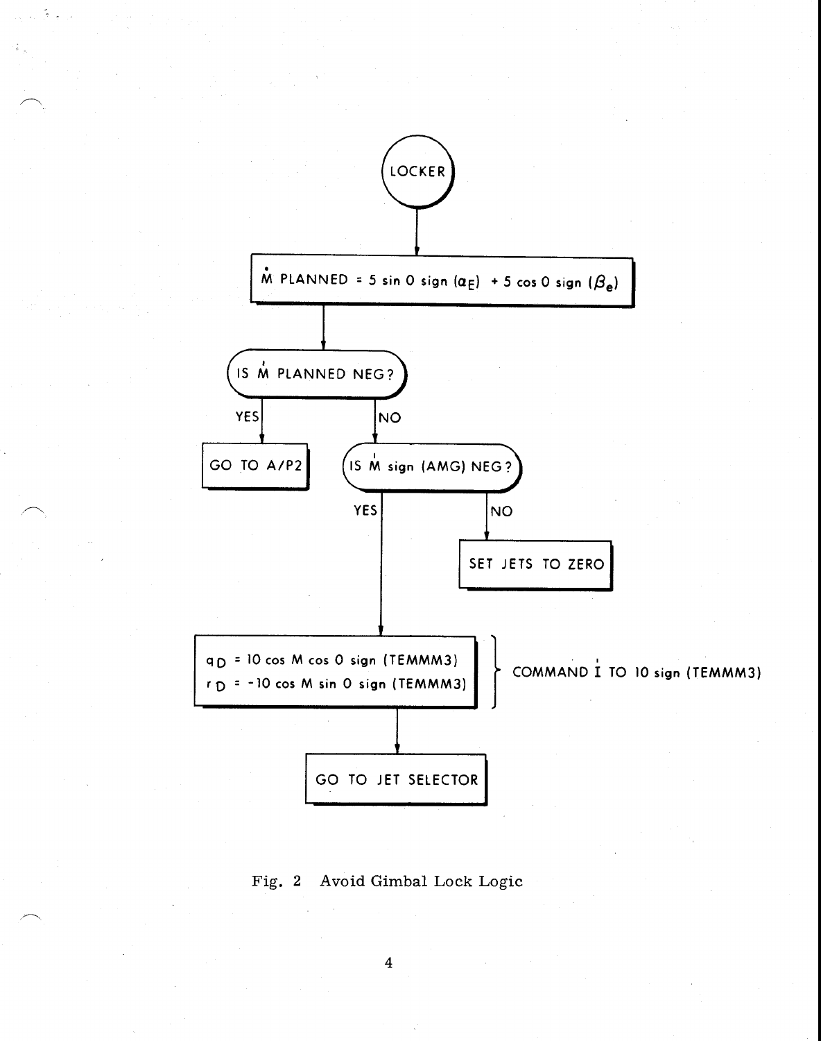LOCKER

$\dot{M}$ PLANNED = $5 \sin O \text{ sign } (\alpha_E) + 5 \cos O \text{ sign } (\beta_e)$

IS $\dot{M}$ PLANNED NEG?

- YES → GO TO A/P2
- NO → IS $\dot{M}$ sign (AMG) NEG?
  - NO → SET JETS TO ZERO
  - YES →

$q_D = 10 \cos M \cos O \text{ sign } (\text{TEMMM3})$

$r_D = -10 \cos M \sin O \text{ sign } (\text{TEMMM3})$

} COMMAND $\dot{I}$ TO 10 sign (TEMMM3)

GO TO JET SELECTOR

Fig. 2 Avoid Gimbal Lock Logic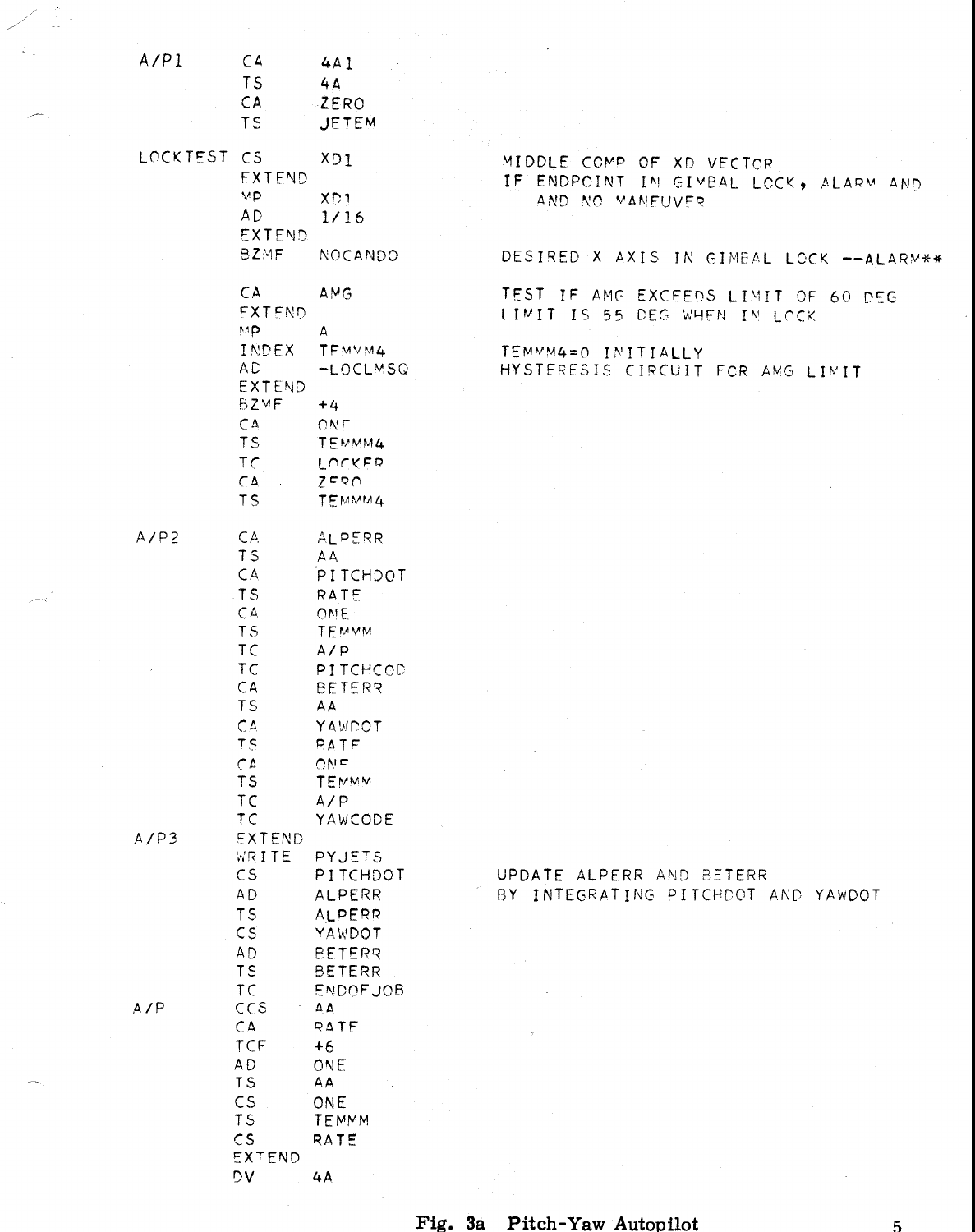```
A/P1      CA        4A1
          TS        4A
          CA        ZERO
          TS        JETEM

LOCKTEST  CS        XD1              MIDDLE COMP OF XD VECTOR
          EXTEND                     IF ENDPOINT IN GIMBAL LOCK, ALARM AND
          MP        XD1                 AND NO MANEUVER
          AD        1/16
          EXTEND
          BZMF      NOCANDO          DESIRED X AXIS IN GIMBAL LOCK --ALARM**

          CA        AMG              TEST IF AMG EXCEEDS LIMIT OF 60 DEG
          EXTEND                     LIMIT IS 55 DEG WHEN IN LOCK
          MP        A
          INDEX     TEMMM4           TEMMM4=0 INITIALLY
          AD        -LOCLMSQ         HYSTERESIS CIRCUIT FOR AMG LIMIT
          EXTEND
          BZMF      +4
          CA        ONE
          TS        TEMMM4
          TC        LOCKER
          CA        ZERO
          TS        TEMMM4

A/P2      CA        ALPERR
          TS        AA
          CA        PITCHDOT
          TS        RATE
          CA        ONE
          TS        TEMMM
          TC        A/P
          TC        PITCHCOD
          CA        BETERR
          TS        AA
          CA        YAWDOT
          TS        RATE
          CA        ONE
          TS        TEMMM
          TC        A/P
          TC        YAWCODE
A/P3      EXTEND
          WRITE     PYJETS
          CS        PITCHDOT         UPDATE ALPERR AND BETERR
          AD        ALPERR           BY INTEGRATING PITCHDOT AND YAWDOT
          TS        ALPERR
          CS        YAWDOT
          AD        BETERR
          TS        BETERR
          TC        ENDOFJOB
A/P       CCS       AA
          CA        RATE
          TCF       +6
          AD        ONE
          TS        AA
          CS        ONE
          TS        TEMMM
          CS        RATE
          EXTEND
          DV        4A
```

**Fig. 3a Pitch-Yaw Autopilot**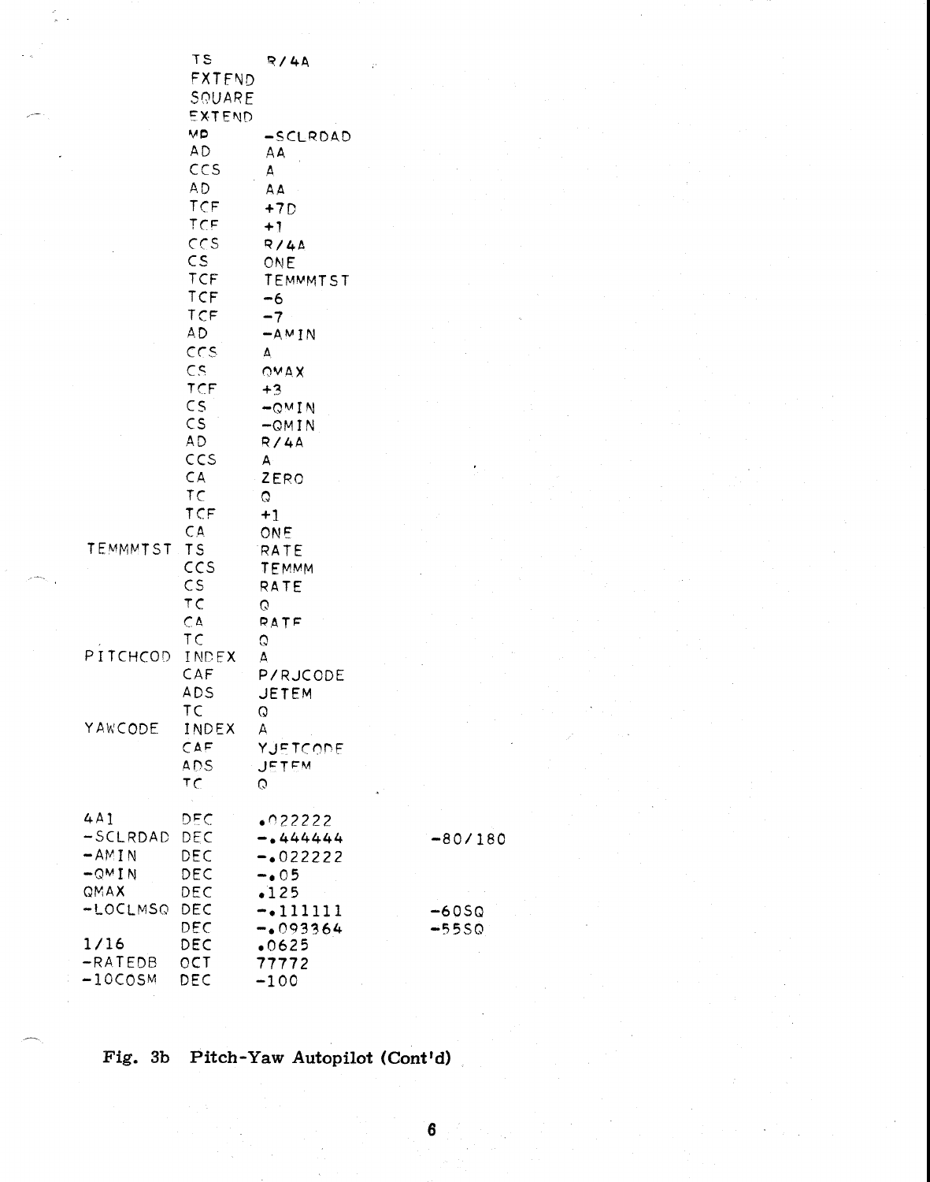```
          TS        R/4A
          EXTEND
          SQUARE
          EXTEND
          MP        -SCLRDAD
          AD        AA
          CCS       A
          AD        AA
          TCF       +7D
          TCF       +1
          CCS       R/4A
          CS        ONE
          TCF       TEMMMTST
          TCF       -6
          TCF       -7
          AD        -AMIN
          CCS       A
          CS        QMAX
          TCF       +3
          CS        -QMIN
          CS        -QMIN
          AD        R/4A
          CCS       A
          CA        ZERO
          TC        Q
          TCF       +1
          CA        ONE
TEMMMTST  TS        RATE
          CCS       TEMMM
          CS        RATE
          TC        Q
          CA        RATE
          TC        Q
PITCHCOD  INDEX     A
          CAF       P/RJCODE
          ADS       JETEM
          TC        Q
YAWCODE   INDEX     A
          CAF       YJETCODE
          ADS       JETEM
          TC        Q

4A1       DEC       .022222
-SCLRDAD  DEC       -.444444          -80/180
-AMIN     DEC       -.022222
-QMIN     DEC       -.05
QMAX      DEC       .125
-LOCLMSQ  DEC       -.111111          -60SQ
          DEC       -.093364          -55SQ
1/16      DEC       .0625
-RATEDB   OCT       77772
-10COSM   DEC       -100
```

**Fig. 3b Pitch-Yaw Autopilot (Cont'd)**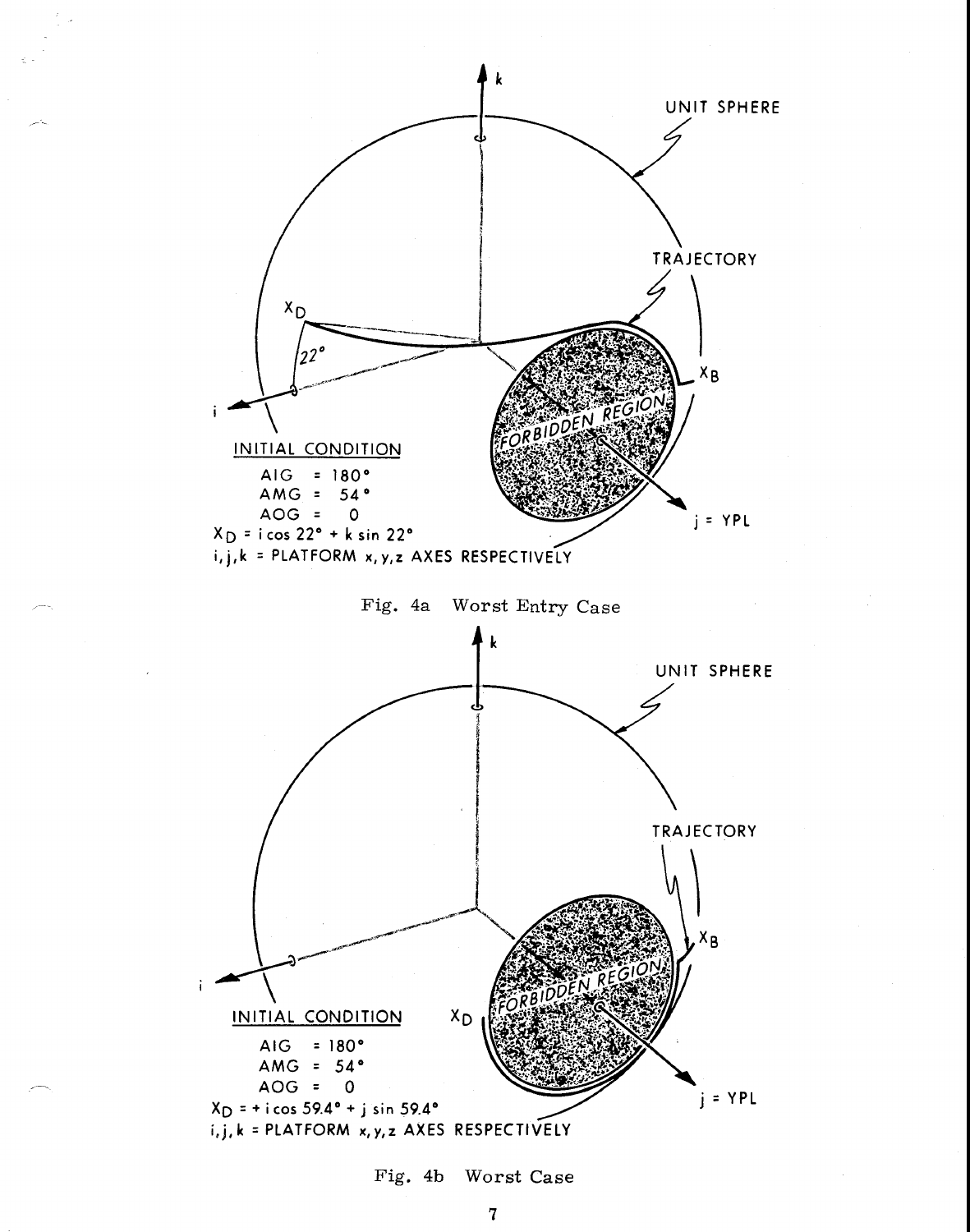UNIT SPHERE

TRAJECTORY

$X_D$

22°

$X_B$

FORBIDDEN REGION

INITIAL CONDITION

AIG = 180°

AMG = 54°

AOG = 0

$X_D = i \cos 22° + k \sin 22°$

i, j, k = PLATFORM x, y, z AXES RESPECTIVELY

j = YPL

Fig. 4a Worst Entry Case

UNIT SPHERE

TRAJECTORY

$X_B$

FORBIDDEN REGION

$X_D$

INITIAL CONDITION

AIG = 180°

AMG = 54°

AOG = 0

$X_D = + i \cos 59.4° + j \sin 59.4°$

i, j, k = PLATFORM x, y, z AXES RESPECTIVELY

j = YPL

Fig. 4b Worst Case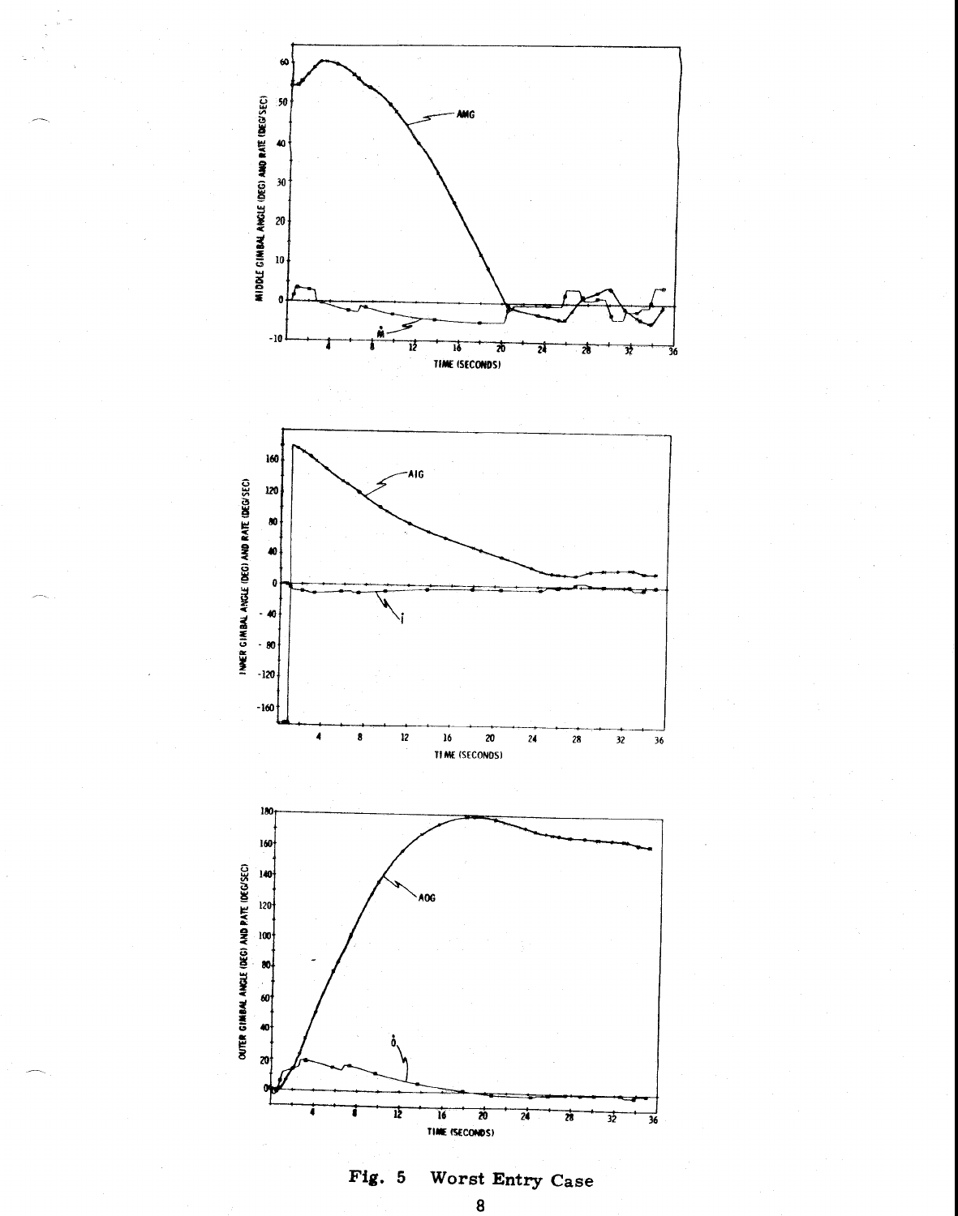Fig. 5 Worst Entry Case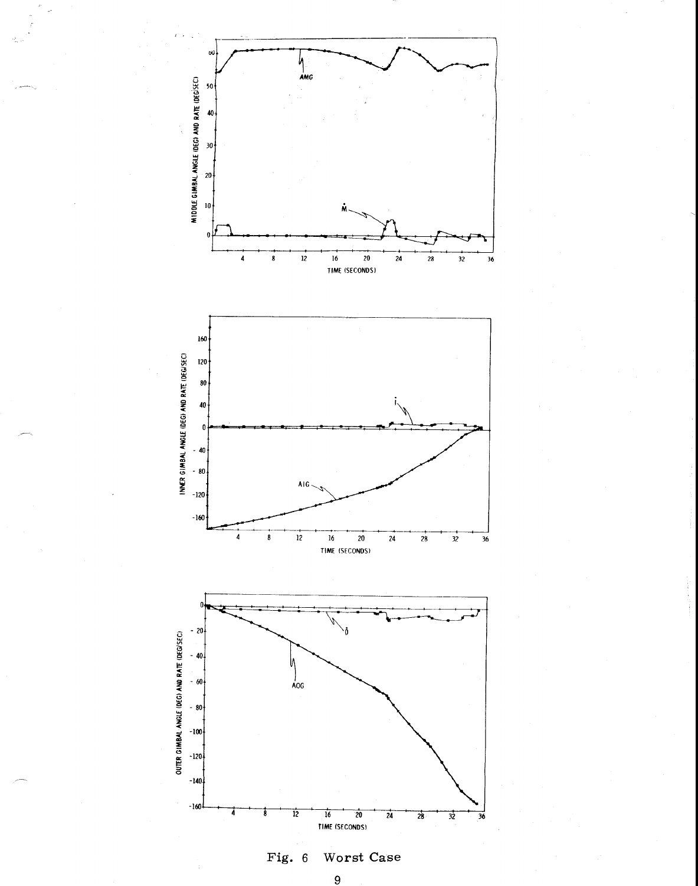MIDDLE GIMBAL ANGLE (DEG) AND RATE (DEG/SEC)

60

50

40

30

20

10

0

AMG

$\dot{M}$

4 8 12 16 20 24 28 32 36

TIME (SECONDS)

INNER GIMBAL ANGLE (DEG) AND RATE (DEG/SEC)

160

120

80

40

0

- 40

- 80

-120

-160

$\dot{I}$

AIG

4 8 12 16 20 24 28 32 36

TIME (SECONDS)

OUTER GIMBAL ANGLE (DEG) AND RATE (DEG/SEC)

0

- 20

- 40

- 60

- 80

-100

-120

-140

-160

$\dot{O}$

AOG

4 8 12 16 20 24 28 32 36

TIME (SECONDS)

Fig. 6 Worst Case